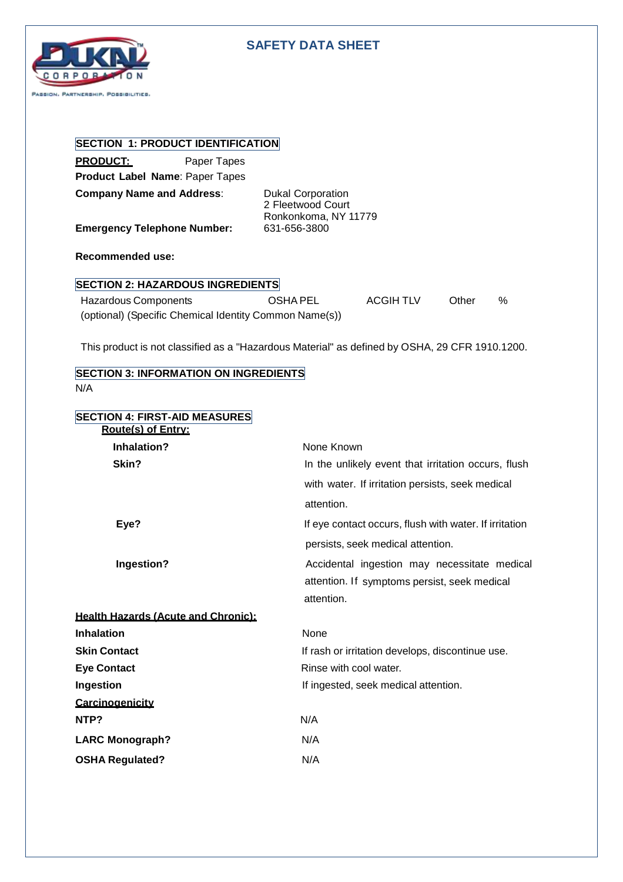# SAFETY DATA SHEET

## SECTION 1: PRODUCT IDENTIFICATION

**PRODUCT:** Paper Tapes

**Product Label Name**: Paper Tapes

**Company Name and Address**: Dukal Corporation
2 Fleetwood Court
Ronkonkoma, NY 11779

**Emergency Telephone Number:** 631-656-3800

**Recommended use:**

## SECTION 2: HAZARDOUS INGREDIENTS

| Hazardous Components (optional) (Specific Chemical Identity Common Name(s)) | OSHA PEL | ACGIH TLV | Other | % |
|---|---|---|---|---|

This product is not classified as a "Hazardous Material" as defined by OSHA, 29 CFR 1910.1200.

## SECTION 3: INFORMATION ON INGREDIENTS

N/A

## SECTION 4: FIRST-AID MEASURES

**Route(s) of Entry:**

| | |
|---|---|
| **Inhalation?** | None Known |
| **Skin?** | In the unlikely event that irritation occurs, flush with water. If irritation persists, seek medical attention. |
| **Eye?** | If eye contact occurs, flush with water. If irritation persists, seek medical attention. |
| **Ingestion?** | Accidental ingestion may necessitate medical attention. If symptoms persist, seek medical attention. |

**Health Hazards (Acute and Chronic):**

| | |
|---|---|
| **Inhalation** | None |
| **Skin Contact** | If rash or irritation develops, discontinue use. |
| **Eye Contact** | Rinse with cool water. |
| **Ingestion** | If ingested, seek medical attention. |

**Carcinogenicity**

| | |
|---|---|
| **NTP?** | N/A |
| **LARC Monograph?** | N/A |
| **OSHA Regulated?** | N/A |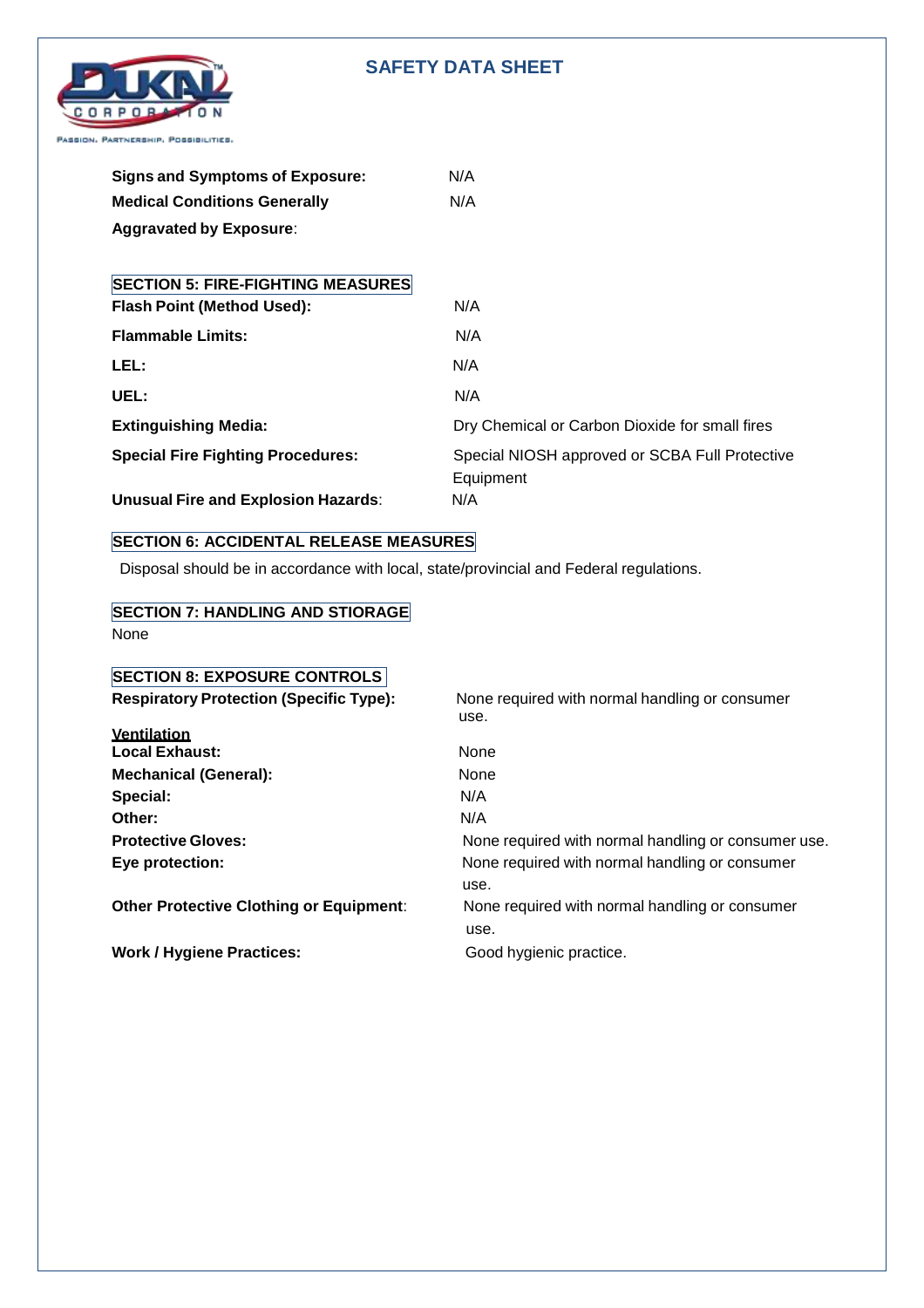**Signs and Symptoms of Exposure:** N/A

**Medical Conditions Generally Aggravated by Exposure**: N/A

## SECTION 5: FIRE-FIGHTING MEASURES

| | |
|---|---|
| **Flash Point (Method Used):** | N/A |
| **Flammable Limits:** | N/A |
| **LEL:** | N/A |
| **UEL:** | N/A |
| **Extinguishing Media:** | Dry Chemical or Carbon Dioxide for small fires |
| **Special Fire Fighting Procedures:** | Special NIOSH approved or SCBA Full Protective Equipment |
| **Unusual Fire and Explosion Hazards**: | N/A |

## SECTION 6: ACCIDENTAL RELEASE MEASURES

Disposal should be in accordance with local, state/provincial and Federal regulations.

## SECTION 7: HANDLING AND STIORAGE

None

## SECTION 8: EXPOSURE CONTROLS

**Respiratory Protection (Specific Type):** None required with normal handling or consumer use.

**Ventilation**

| | |
|---|---|
| **Local Exhaust:** | None |
| **Mechanical (General):** | None |
| **Special:** | N/A |
| **Other:** | N/A |
| **Protective Gloves:** | None required with normal handling or consumer use. |
| **Eye protection:** | None required with normal handling or consumer use. |
| **Other Protective Clothing or Equipment**: | None required with normal handling or consumer use. |
| **Work / Hygiene Practices:** | Good hygienic practice. |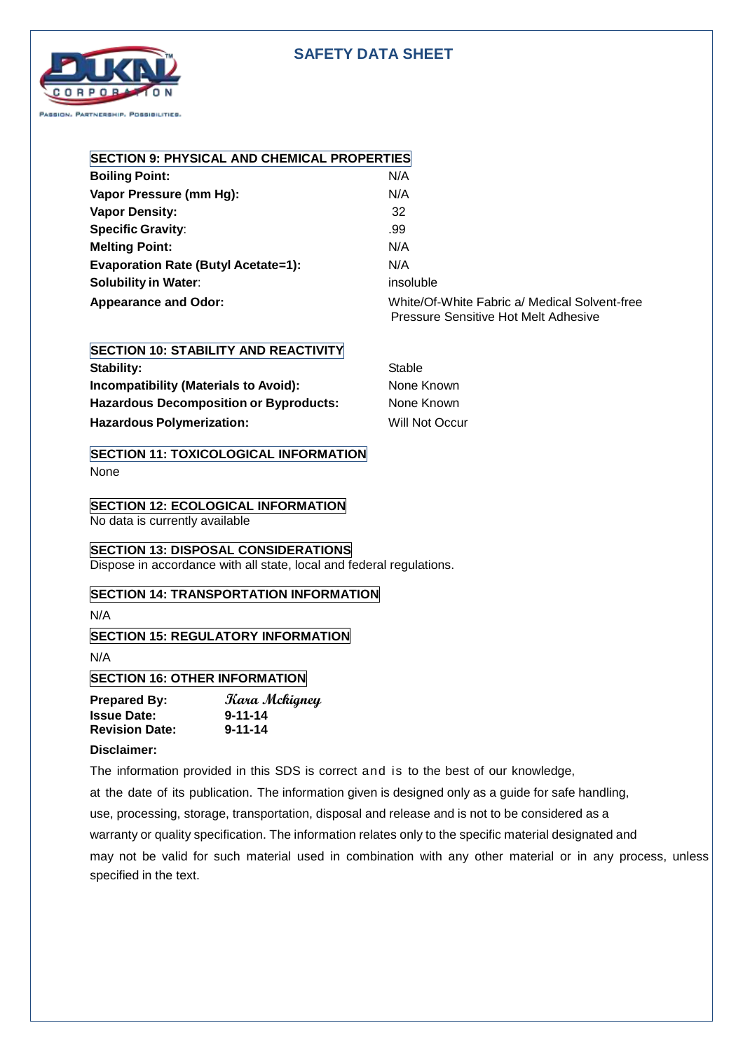## SAFETY DATA SHEET

### SECTION 9: PHYSICAL AND CHEMICAL PROPERTIES

| | |
|---|---|
| **Boiling Point:** | N/A |
| **Vapor Pressure (mm Hg):** | N/A |
| **Vapor Density:** | 32 |
| **Specific Gravity**: | .99 |
| **Melting Point:** | N/A |
| **Evaporation Rate (Butyl Acetate=1):** | N/A |
| **Solubility in Water**: | insoluble |
| **Appearance and Odor:** | White/Of-White Fabric a/ Medical Solvent-free Pressure Sensitive Hot Melt Adhesive |

### SECTION 10: STABILITY AND REACTIVITY

| | |
|---|---|
| **Stability:** | Stable |
| **Incompatibility (Materials to Avoid):** | None Known |
| **Hazardous Decomposition or Byproducts:** | None Known |
| **Hazardous Polymerization:** | Will Not Occur |

### SECTION 11: TOXICOLOGICAL INFORMATION

None

### SECTION 12: ECOLOGICAL INFORMATION

No data is currently available

### SECTION 13: DISPOSAL CONSIDERATIONS

Dispose in accordance with all state, local and federal regulations.

### SECTION 14: TRANSPORTATION INFORMATION

N/A

### SECTION 15: REGULATORY INFORMATION

N/A

### SECTION 16: OTHER INFORMATION

| | |
|---|---|
| **Prepared By:** | *Kara Mckigney* |
| **Issue Date:** | **9-11-14** |
| **Revision Date:** | **9-11-14** |

**Disclaimer:**

The information provided in this SDS is correct and is to the best of our knowledge, at the date of its publication. The information given is designed only as a guide for safe handling, use, processing, storage, transportation, disposal and release and is not to be considered as a warranty or quality specification. The information relates only to the specific material designated and may not be valid for such material used in combination with any other material or in any process, unless specified in the text.